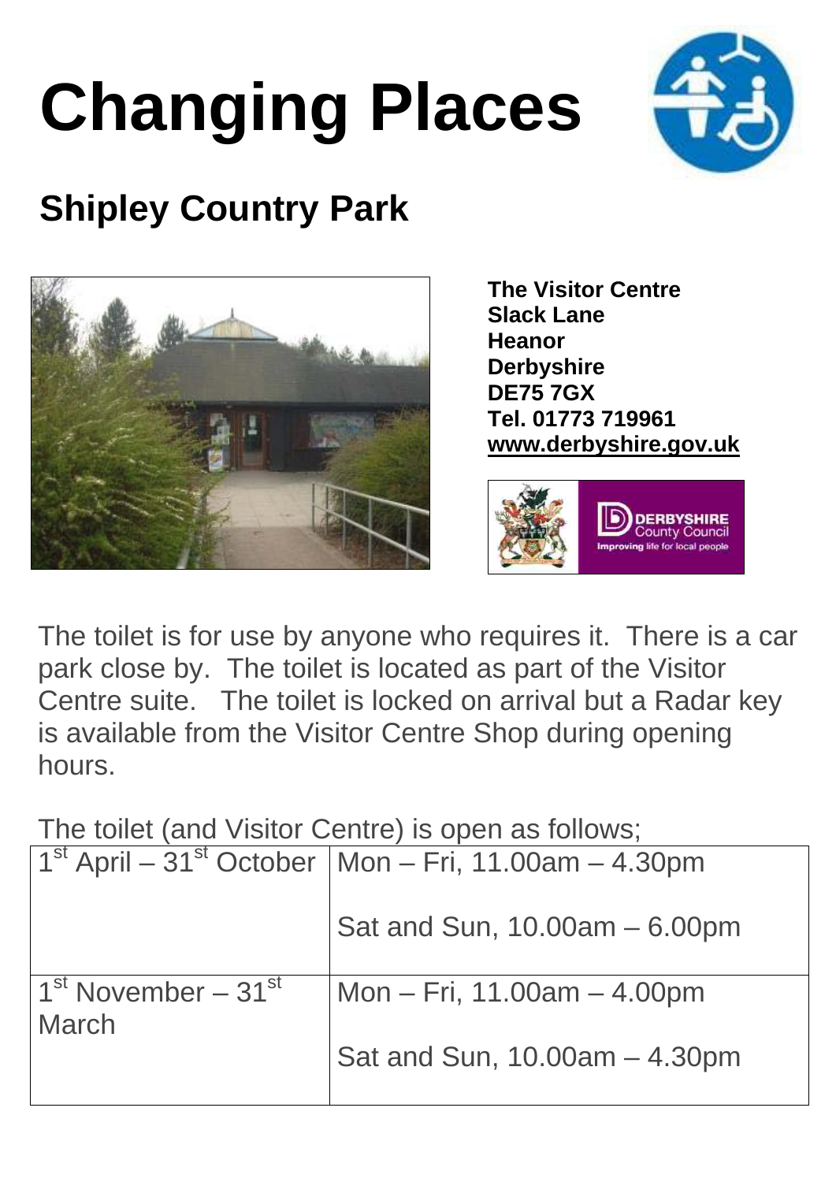# Changing Places

## Shipley Country Park

**The Visitor Centre**
**Slack Lane**
**Heanor**
**Derbyshire**
**DE75 7GX**
**Tel. 01773 719961**
**www.derbyshire.gov.uk**

The toilet is for use by anyone who requires it. There is a car park close by. The toilet is located as part of the Visitor Centre suite. The toilet is locked on arrival but a Radar key is available from the Visitor Centre Shop during opening hours.

The toilet (and Visitor Centre) is open as follows;

| 1st April – 31st October | Mon – Fri, 11.00am – 4.30pm<br><br>Sat and Sun, 10.00am – 6.00pm |
|---|---|
| 1st November – 31st March | Mon – Fri, 11.00am – 4.00pm<br><br>Sat and Sun, 10.00am – 4.30pm |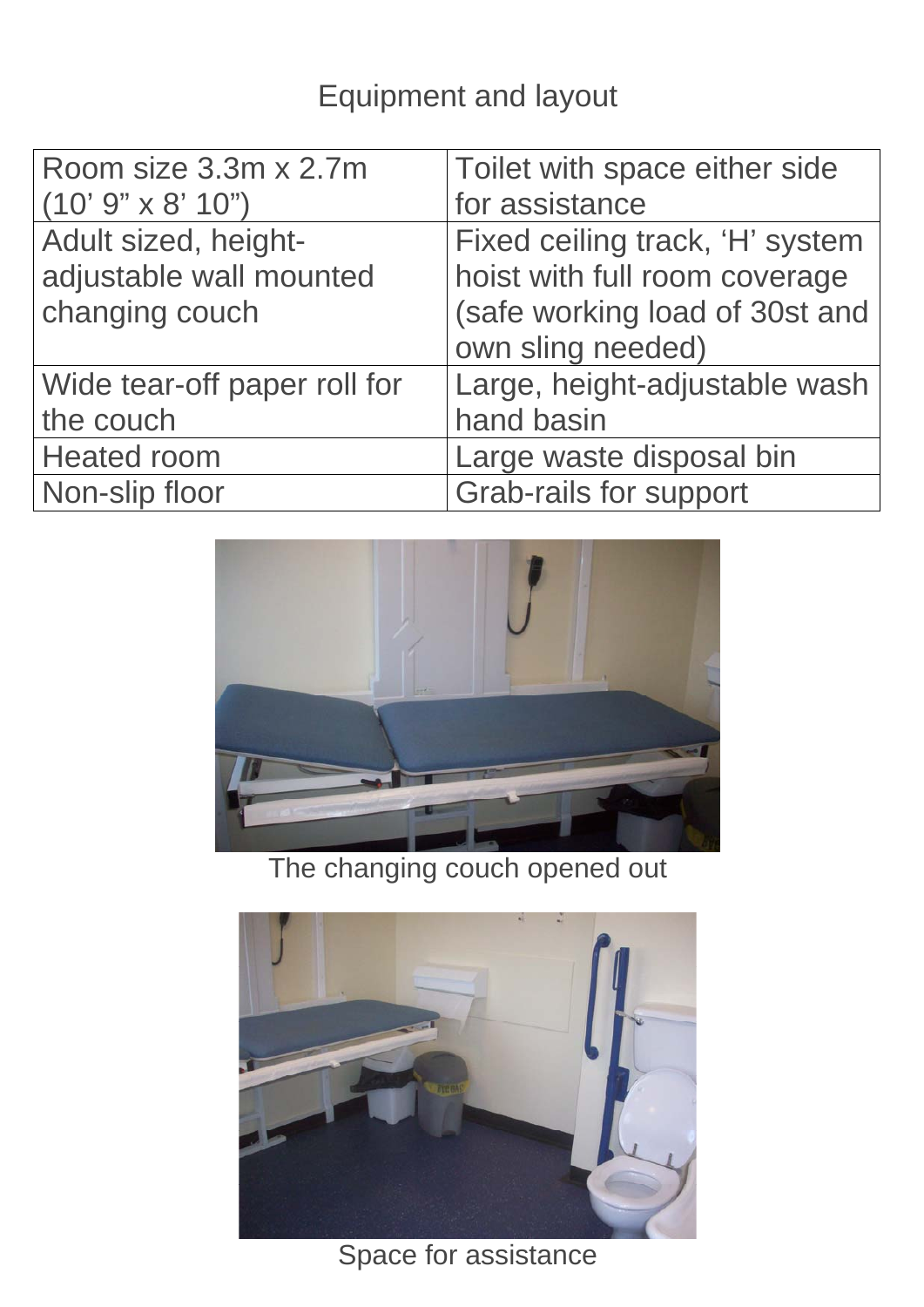# Equipment and layout

| Room size 3.3m x 2.7m (10' 9" x 8' 10") | Toilet with space either side for assistance |
|---|---|
| Adult sized, height-adjustable wall mounted changing couch | Fixed ceiling track, 'H' system hoist with full room coverage (safe working load of 30st and own sling needed) |
| Wide tear-off paper roll for the couch | Large, height-adjustable wash hand basin |
| Heated room | Large waste disposal bin |
| Non-slip floor | Grab-rails for support |

The changing couch opened out

Space for assistance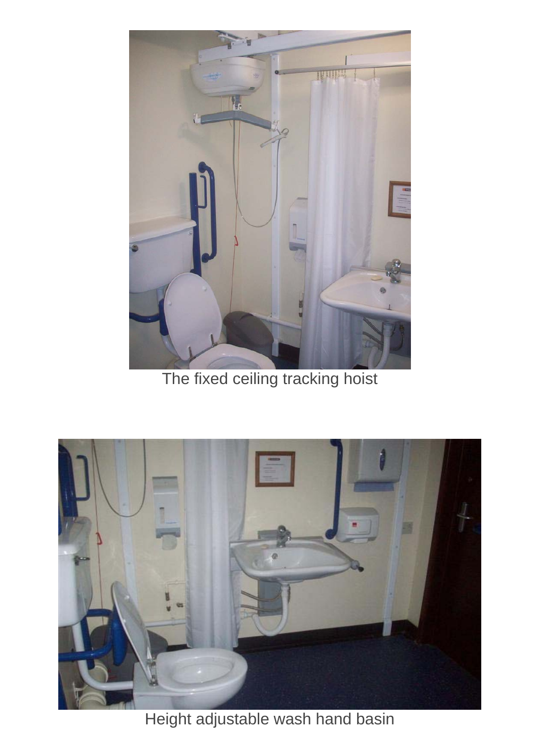The fixed ceiling tracking hoist

Height adjustable wash hand basin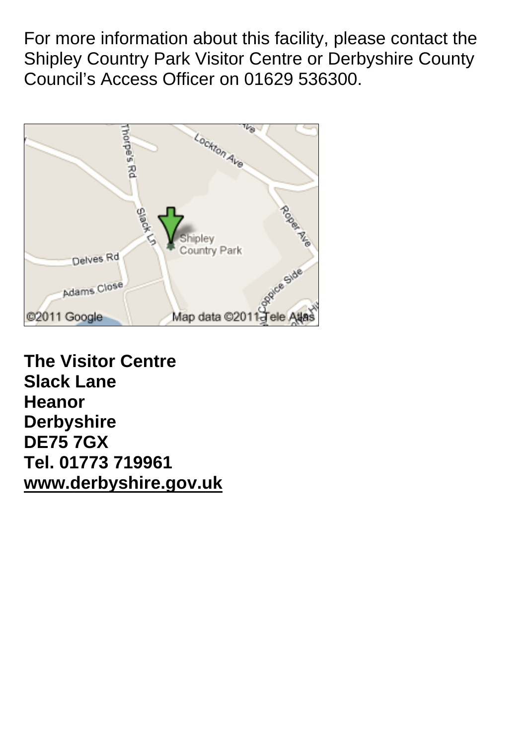For more information about this facility, please contact the Shipley Country Park Visitor Centre or Derbyshire County Council's Access Officer on 01629 536300.

**The Visitor Centre**
**Slack Lane**
**Heanor**
**Derbyshire**
**DE75 7GX**
**Tel. 01773 719961**
**www.derbyshire.gov.uk**